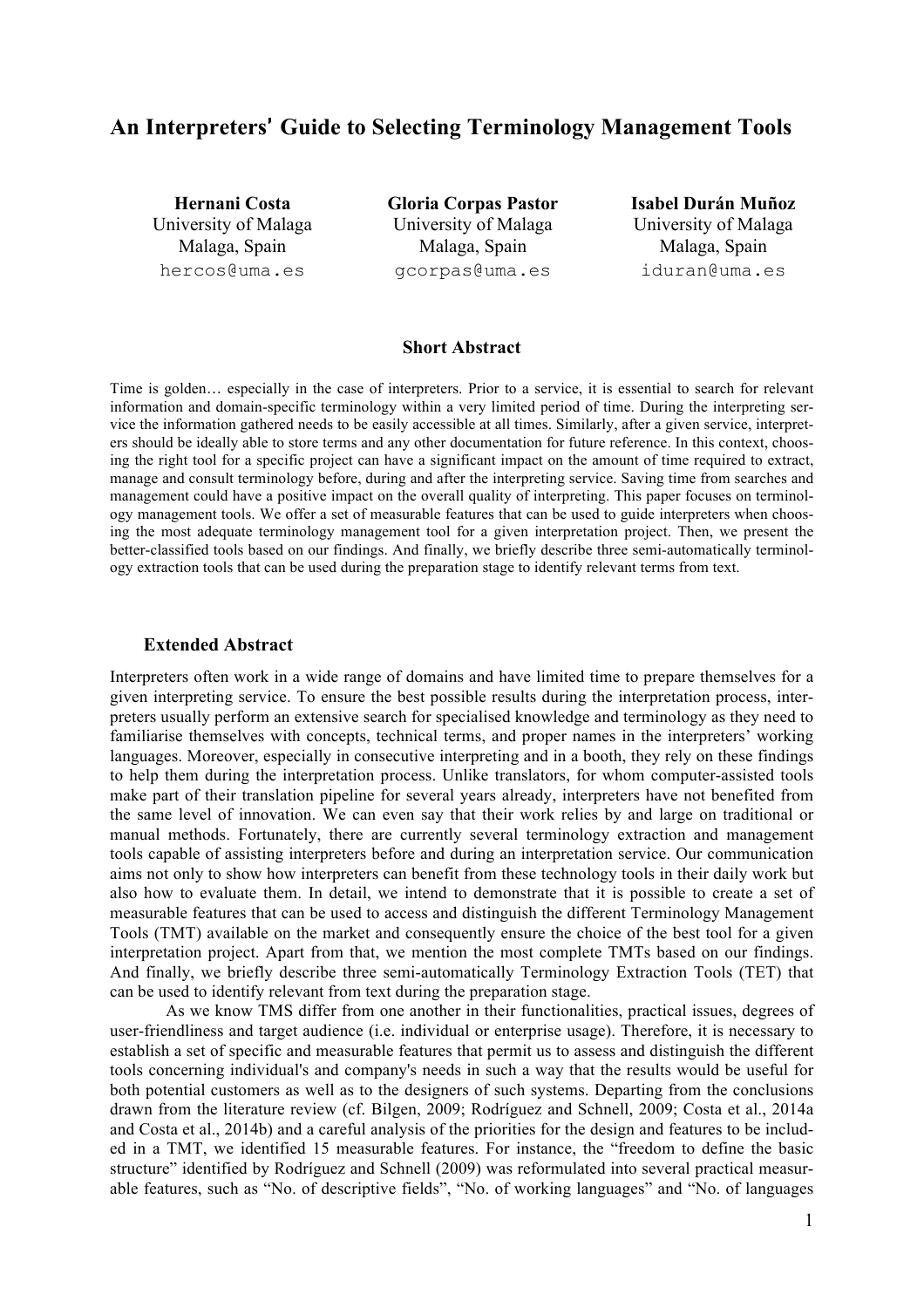# An Interpreters' Guide to Selecting Terminology Management Tools

**Hernani Costa**
University of Malaga
Malaga, Spain
hercos@uma.es

**Gloria Corpas Pastor**
University of Malaga
Malaga, Spain
gcorpas@uma.es

**Isabel Durán Muñoz**
University of Malaga
Malaga, Spain
iduran@uma.es

## Short Abstract

Time is golden… especially in the case of interpreters. Prior to a service, it is essential to search for relevant information and domain-specific terminology within a very limited period of time. During the interpreting service the information gathered needs to be easily accessible at all times. Similarly, after a given service, interpreters should be ideally able to store terms and any other documentation for future reference. In this context, choosing the right tool for a specific project can have a significant impact on the amount of time required to extract, manage and consult terminology before, during and after the interpreting service. Saving time from searches and management could have a positive impact on the overall quality of interpreting. This paper focuses on terminology management tools. We offer a set of measurable features that can be used to guide interpreters when choosing the most adequate terminology management tool for a given interpretation project. Then, we present the better-classified tools based on our findings. And finally, we briefly describe three semi-automatically terminology extraction tools that can be used during the preparation stage to identify relevant terms from text.

## Extended Abstract

Interpreters often work in a wide range of domains and have limited time to prepare themselves for a given interpreting service. To ensure the best possible results during the interpretation process, interpreters usually perform an extensive search for specialised knowledge and terminology as they need to familiarise themselves with concepts, technical terms, and proper names in the interpreters' working languages. Moreover, especially in consecutive interpreting and in a booth, they rely on these findings to help them during the interpretation process. Unlike translators, for whom computer-assisted tools make part of their translation pipeline for several years already, interpreters have not benefited from the same level of innovation. We can even say that their work relies by and large on traditional or manual methods. Fortunately, there are currently several terminology extraction and management tools capable of assisting interpreters before and during an interpretation service. Our communication aims not only to show how interpreters can benefit from these technology tools in their daily work but also how to evaluate them. In detail, we intend to demonstrate that it is possible to create a set of measurable features that can be used to access and distinguish the different Terminology Management Tools (TMT) available on the market and consequently ensure the choice of the best tool for a given interpretation project. Apart from that, we mention the most complete TMTs based on our findings. And finally, we briefly describe three semi-automatically Terminology Extraction Tools (TET) that can be used to identify relevant from text during the preparation stage.

As we know TMS differ from one another in their functionalities, practical issues, degrees of user-friendliness and target audience (i.e. individual or enterprise usage). Therefore, it is necessary to establish a set of specific and measurable features that permit us to assess and distinguish the different tools concerning individual's and company's needs in such a way that the results would be useful for both potential customers as well as to the designers of such systems. Departing from the conclusions drawn from the literature review (cf. Bilgen, 2009; Rodríguez and Schnell, 2009; Costa et al., 2014a and Costa et al., 2014b) and a careful analysis of the priorities for the design and features to be included in a TMT, we identified 15 measurable features. For instance, the "freedom to define the basic structure" identified by Rodríguez and Schnell (2009) was reformulated into several practical measurable features, such as "No. of descriptive fields", "No. of working languages" and "No. of languages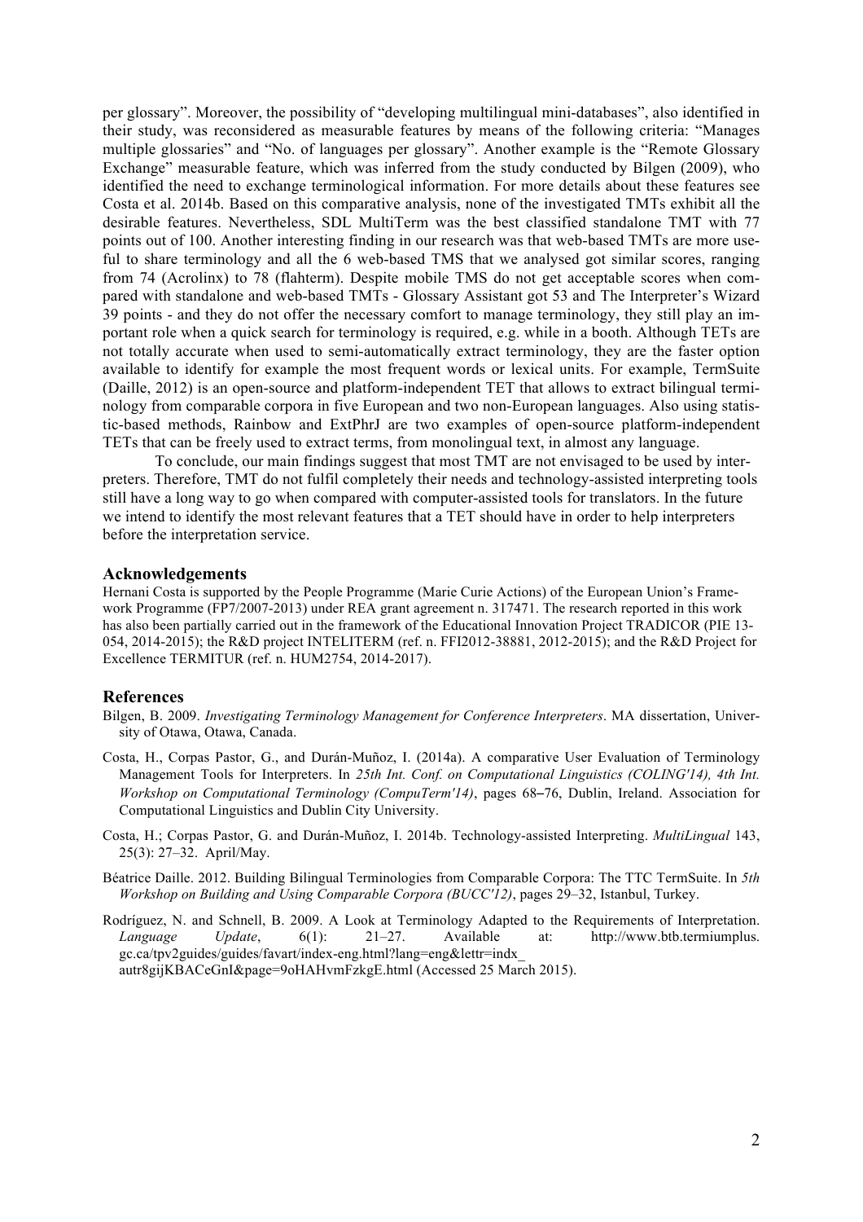per glossary". Moreover, the possibility of "developing multilingual mini-databases", also identified in their study, was reconsidered as measurable features by means of the following criteria: "Manages multiple glossaries" and "No. of languages per glossary". Another example is the "Remote Glossary Exchange" measurable feature, which was inferred from the study conducted by Bilgen (2009), who identified the need to exchange terminological information. For more details about these features see Costa et al. 2014b. Based on this comparative analysis, none of the investigated TMTs exhibit all the desirable features. Nevertheless, SDL MultiTerm was the best classified standalone TMT with 77 points out of 100. Another interesting finding in our research was that web-based TMTs are more useful to share terminology and all the 6 web-based TMS that we analysed got similar scores, ranging from 74 (Acrolinx) to 78 (flahterm). Despite mobile TMS do not get acceptable scores when compared with standalone and web-based TMTs - Glossary Assistant got 53 and The Interpreter's Wizard 39 points - and they do not offer the necessary comfort to manage terminology, they still play an important role when a quick search for terminology is required, e.g. while in a booth. Although TETs are not totally accurate when used to semi-automatically extract terminology, they are the faster option available to identify for example the most frequent words or lexical units. For example, TermSuite (Daille, 2012) is an open-source and platform-independent TET that allows to extract bilingual terminology from comparable corpora in five European and two non-European languages. Also using statistic-based methods, Rainbow and ExtPhrJ are two examples of open-source platform-independent TETs that can be freely used to extract terms, from monolingual text, in almost any language.

To conclude, our main findings suggest that most TMT are not envisaged to be used by interpreters. Therefore, TMT do not fulfil completely their needs and technology-assisted interpreting tools still have a long way to go when compared with computer-assisted tools for translators. In the future we intend to identify the most relevant features that a TET should have in order to help interpreters before the interpretation service.

## Acknowledgements

Hernani Costa is supported by the People Programme (Marie Curie Actions) of the European Union's Framework Programme (FP7/2007-2013) under REA grant agreement n. 317471. The research reported in this work has also been partially carried out in the framework of the Educational Innovation Project TRADICOR (PIE 13-054, 2014-2015); the R&D project INTELITERM (ref. n. FFI2012-38881, 2012-2015); and the R&D Project for Excellence TERMITUR (ref. n. HUM2754, 2014-2017).

## References

Bilgen, B. 2009. *Investigating Terminology Management for Conference Interpreters*. MA dissertation, University of Otawa, Otawa, Canada.

Costa, H., Corpas Pastor, G., and Durán-Muñoz, I. (2014a). A comparative User Evaluation of Terminology Management Tools for Interpreters. In *25th Int. Conf. on Computational Linguistics (COLING'14), 4th Int. Workshop on Computational Terminology (CompuTerm'14)*, pages 68–76, Dublin, Ireland. Association for Computational Linguistics and Dublin City University.

Costa, H.; Corpas Pastor, G. and Durán-Muñoz, I. 2014b. Technology-assisted Interpreting. *MultiLingual* 143, 25(3): 27–32. April/May.

Béatrice Daille. 2012. Building Bilingual Terminologies from Comparable Corpora: The TTC TermSuite. In *5th Workshop on Building and Using Comparable Corpora (BUCC'12)*, pages 29–32, Istanbul, Turkey.

Rodríguez, N. and Schnell, B. 2009. A Look at Terminology Adapted to the Requirements of Interpretation. *Language Update*, 6(1): 21–27. Available at: http://www.btb.termiumplus.gc.ca/tpv2guides/guides/favart/index-eng.html?lang=eng&lettr=indx_autr8gijKBACeGnI&page=9oHAHvmFzkgE.html (Accessed 25 March 2015).